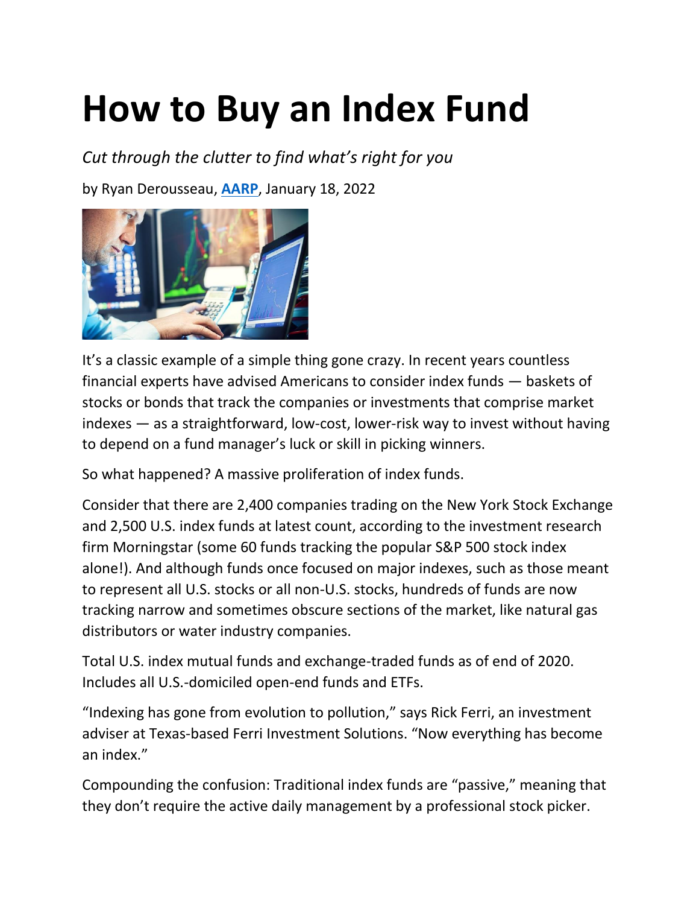# How to Buy an Index Fund

*Cut through the clutter to find what's right for you*

by Ryan Derousseau, **AARP**, January 18, 2022

It's a classic example of a simple thing gone crazy. In recent years countless financial experts have advised Americans to consider index funds — baskets of stocks or bonds that track the companies or investments that comprise market indexes — as a straightforward, low-cost, lower-risk way to invest without having to depend on a fund manager's luck or skill in picking winners.

So what happened? A massive proliferation of index funds.

Consider that there are 2,400 companies trading on the New York Stock Exchange and 2,500 U.S. index funds at latest count, according to the investment research firm Morningstar (some 60 funds tracking the popular S&P 500 stock index alone!). And although funds once focused on major indexes, such as those meant to represent all U.S. stocks or all non-U.S. stocks, hundreds of funds are now tracking narrow and sometimes obscure sections of the market, like natural gas distributors or water industry companies.

Total U.S. index mutual funds and exchange-traded funds as of end of 2020. Includes all U.S.-domiciled open-end funds and ETFs.

"Indexing has gone from evolution to pollution," says Rick Ferri, an investment adviser at Texas-based Ferri Investment Solutions. "Now everything has become an index."

Compounding the confusion: Traditional index funds are "passive," meaning that they don't require the active daily management by a professional stock picker.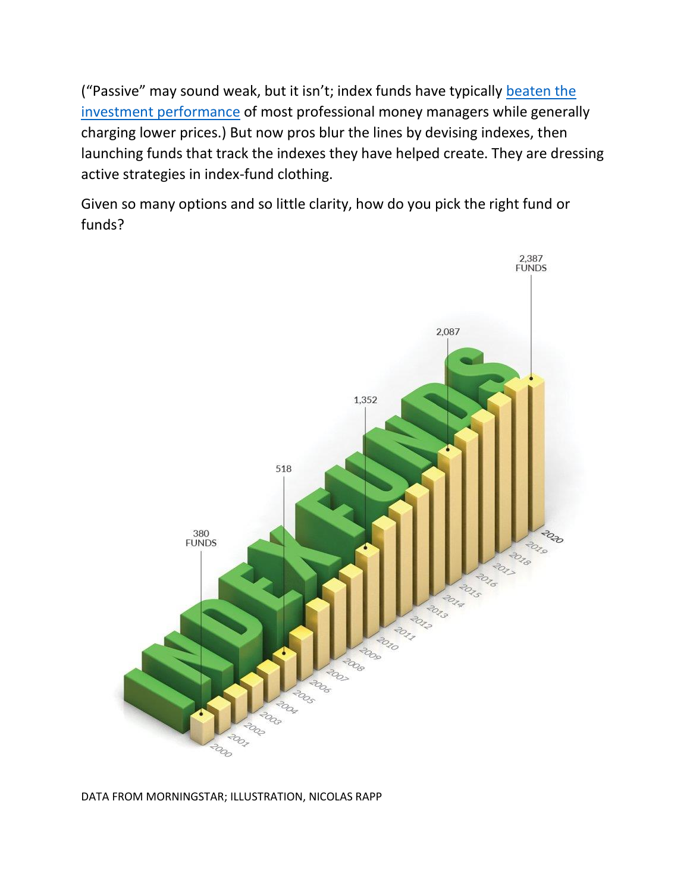("Passive" may sound weak, but it isn't; index funds have typically [beaten the investment performance] of most professional money managers while generally charging lower prices.) But now pros blur the lines by devising indexes, then launching funds that track the indexes they have helped create. They are dressing active strategies in index-fund clothing.

Given so many options and so little clarity, how do you pick the right fund or funds?

DATA FROM MORNINGSTAR; ILLUSTRATION, NICOLAS RAPP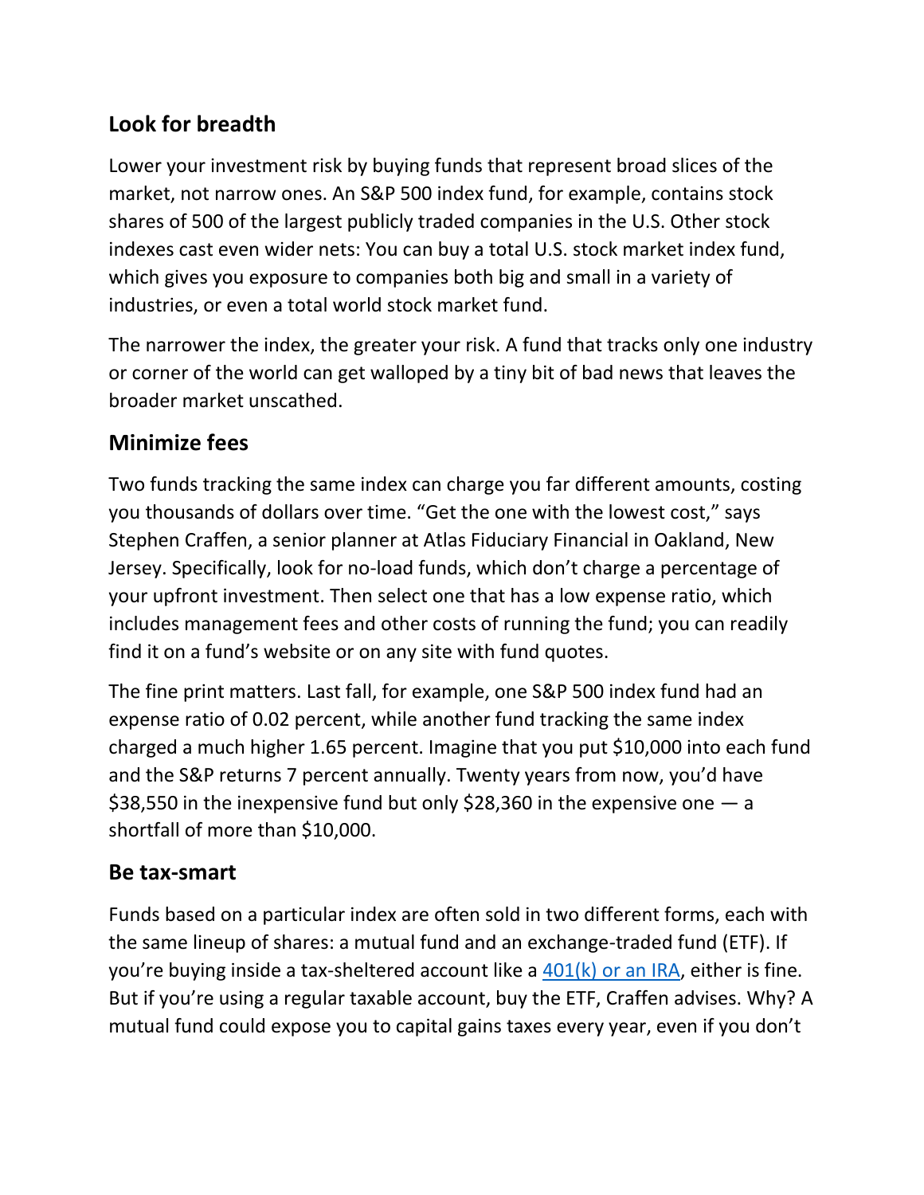## Look for breadth

Lower your investment risk by buying funds that represent broad slices of the market, not narrow ones. An S&P 500 index fund, for example, contains stock shares of 500 of the largest publicly traded companies in the U.S. Other stock indexes cast even wider nets: You can buy a total U.S. stock market index fund, which gives you exposure to companies both big and small in a variety of industries, or even a total world stock market fund.

The narrower the index, the greater your risk. A fund that tracks only one industry or corner of the world can get walloped by a tiny bit of bad news that leaves the broader market unscathed.

## Minimize fees

Two funds tracking the same index can charge you far different amounts, costing you thousands of dollars over time. "Get the one with the lowest cost," says Stephen Craffen, a senior planner at Atlas Fiduciary Financial in Oakland, New Jersey. Specifically, look for no-load funds, which don't charge a percentage of your upfront investment. Then select one that has a low expense ratio, which includes management fees and other costs of running the fund; you can readily find it on a fund's website or on any site with fund quotes.

The fine print matters. Last fall, for example, one S&P 500 index fund had an expense ratio of 0.02 percent, while another fund tracking the same index charged a much higher 1.65 percent. Imagine that you put $10,000 into each fund and the S&P returns 7 percent annually. Twenty years from now, you'd have $38,550 in the inexpensive fund but only $28,360 in the expensive one — a shortfall of more than $10,000.

## Be tax-smart

Funds based on a particular index are often sold in two different forms, each with the same lineup of shares: a mutual fund and an exchange-traded fund (ETF). If you're buying inside a tax-sheltered account like a [401(k) or an IRA](), either is fine. But if you're using a regular taxable account, buy the ETF, Craffen advises. Why? A mutual fund could expose you to capital gains taxes every year, even if you don't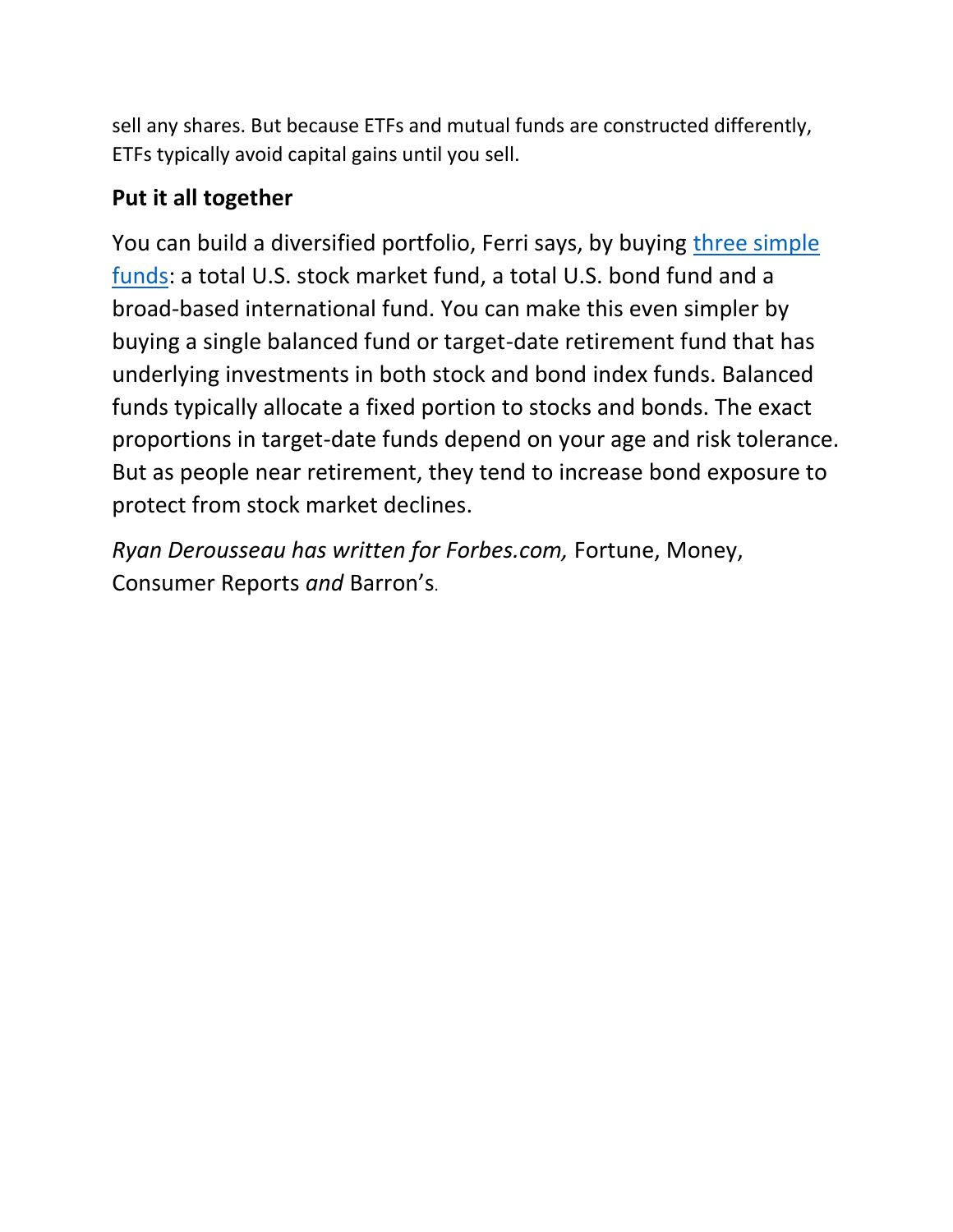sell any shares. But because ETFs and mutual funds are constructed differently, ETFs typically avoid capital gains until you sell.

**Put it all together**

You can build a diversified portfolio, Ferri says, by buying three simple funds: a total U.S. stock market fund, a total U.S. bond fund and a broad-based international fund. You can make this even simpler by buying a single balanced fund or target-date retirement fund that has underlying investments in both stock and bond index funds. Balanced funds typically allocate a fixed portion to stocks and bonds. The exact proportions in target-date funds depend on your age and risk tolerance. But as people near retirement, they tend to increase bond exposure to protect from stock market declines.

*Ryan Derousseau has written for Forbes.com,* Fortune, Money, Consumer Reports *and* Barron's.